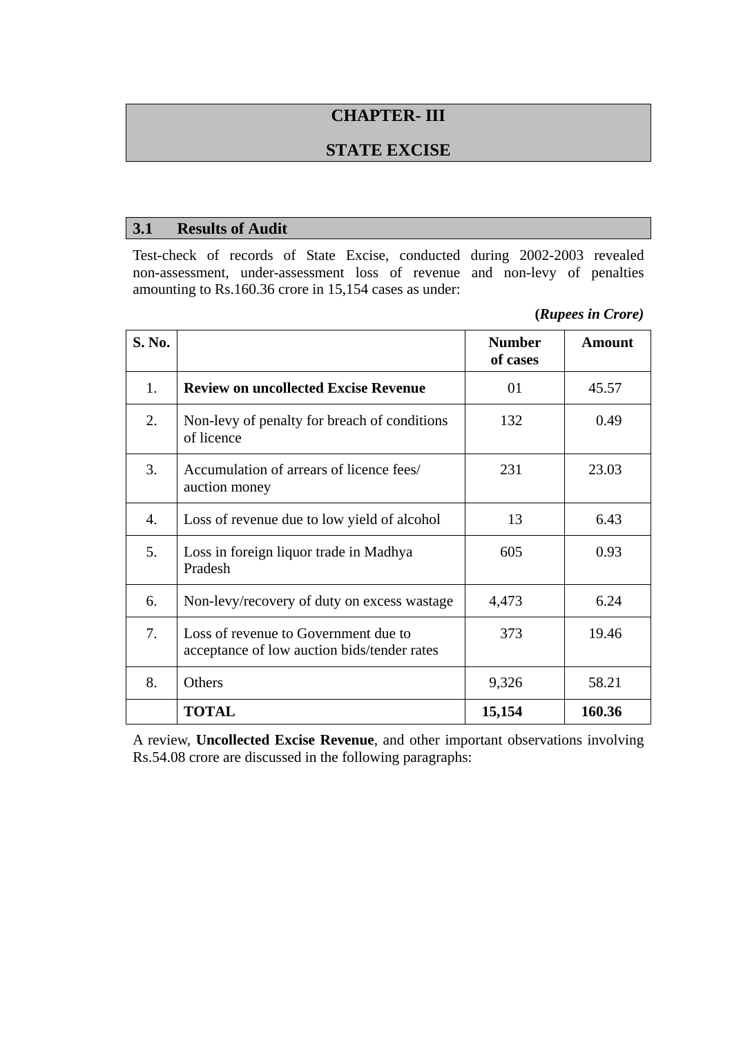# CHAPTER- III

# STATE EXCISE

## 3.1 Results of Audit

Test-check of records of State Excise, conducted during 2002-2003 revealed non-assessment, under-assessment loss of revenue and non-levy of penalties amounting to Rs.160.36 crore in 15,154 cases as under:

**(*Rupees in Crore)***

| S. No. | | Number of cases | Amount |
|---|---|---|---|
| 1. | **Review on uncollected Excise Revenue** | 01 | 45.57 |
| 2. | Non-levy of penalty for breach of conditions of licence | 132 | 0.49 |
| 3. | Accumulation of arrears of licence fees/ auction money | 231 | 23.03 |
| 4. | Loss of revenue due to low yield of alcohol | 13 | 6.43 |
| 5. | Loss in foreign liquor trade in Madhya Pradesh | 605 | 0.93 |
| 6. | Non-levy/recovery of duty on excess wastage | 4,473 | 6.24 |
| 7. | Loss of revenue to Government due to acceptance of low auction bids/tender rates | 373 | 19.46 |
| 8. | Others | 9,326 | 58.21 |
| | **TOTAL** | **15,154** | **160.36** |

A review, **Uncollected Excise Revenue**, and other important observations involving Rs.54.08 crore are discussed in the following paragraphs: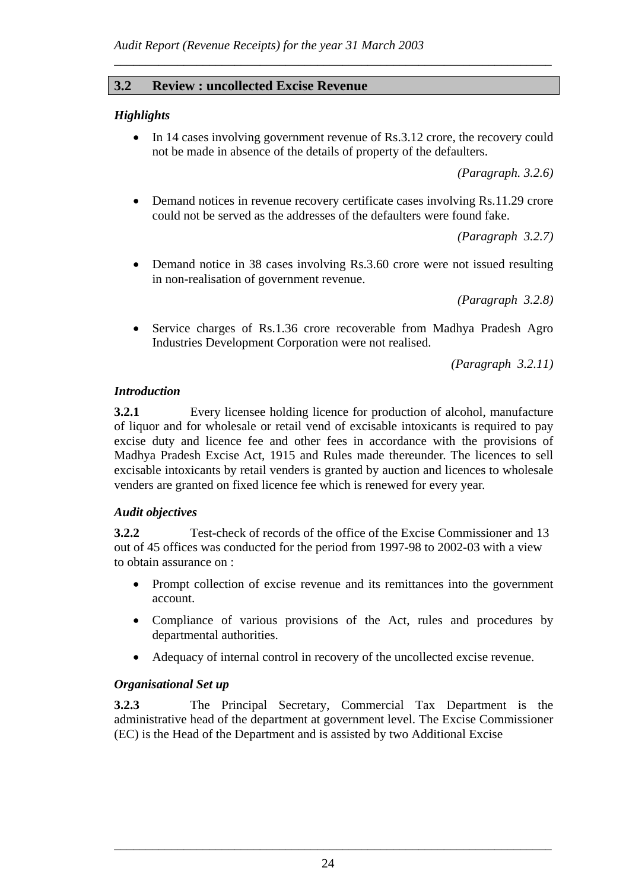## 3.2 Review : uncollected Excise Revenue

### *Highlights*

- In 14 cases involving government revenue of Rs.3.12 crore, the recovery could not be made in absence of the details of property of the defaulters.

*(Paragraph. 3.2.6)*

- Demand notices in revenue recovery certificate cases involving Rs.11.29 crore could not be served as the addresses of the defaulters were found fake.

*(Paragraph 3.2.7)*

- Demand notice in 38 cases involving Rs.3.60 crore were not issued resulting in non-realisation of government revenue.

*(Paragraph 3.2.8)*

- Service charges of Rs.1.36 crore recoverable from Madhya Pradesh Agro Industries Development Corporation were not realised.

*(Paragraph 3.2.11)*

### *Introduction*

**3.2.1** Every licensee holding licence for production of alcohol, manufacture of liquor and for wholesale or retail vend of excisable intoxicants is required to pay excise duty and licence fee and other fees in accordance with the provisions of Madhya Pradesh Excise Act, 1915 and Rules made thereunder. The licences to sell excisable intoxicants by retail venders is granted by auction and licences to wholesale venders are granted on fixed licence fee which is renewed for every year.

### *Audit objectives*

**3.2.2** Test-check of records of the office of the Excise Commissioner and 13 out of 45 offices was conducted for the period from 1997-98 to 2002-03 with a view to obtain assurance on :

- Prompt collection of excise revenue and its remittances into the government account.
- Compliance of various provisions of the Act, rules and procedures by departmental authorities.
- Adequacy of internal control in recovery of the uncollected excise revenue.

### *Organisational Set up*

**3.2.3** The Principal Secretary, Commercial Tax Department is the administrative head of the department at government level. The Excise Commissioner (EC) is the Head of the Department and is assisted by two Additional Excise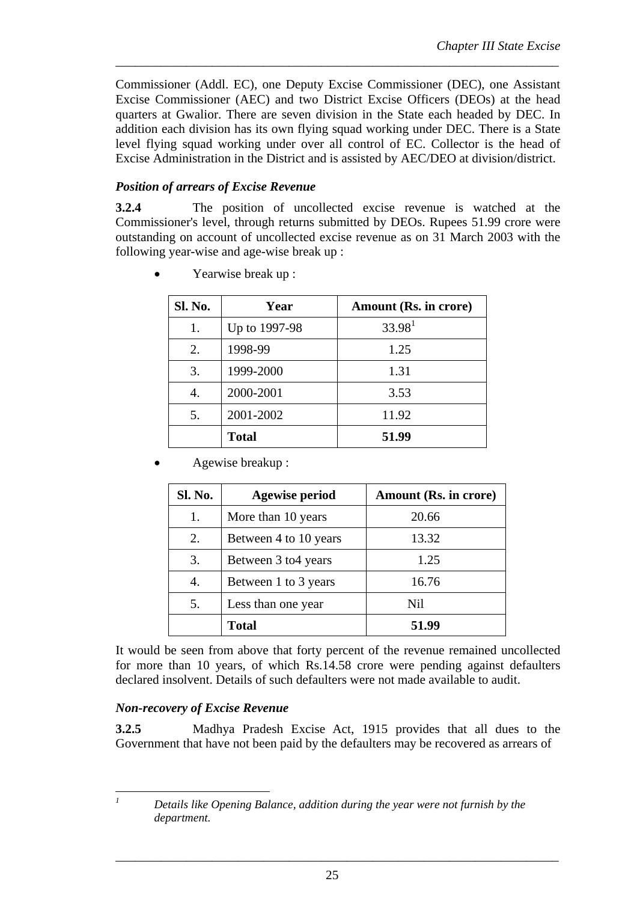Commissioner (Addl. EC), one Deputy Excise Commissioner (DEC), one Assistant Excise Commissioner (AEC) and two District Excise Officers (DEOs) at the head quarters at Gwalior. There are seven division in the State each headed by DEC. In addition each division has its own flying squad working under DEC. There is a State level flying squad working under over all control of EC. Collector is the head of Excise Administration in the District and is assisted by AEC/DEO at division/district.

### *Position of arrears of Excise Revenue*

**3.2.4** The position of uncollected excise revenue is watched at the Commissioner's level, through returns submitted by DEOs. Rupees 51.99 crore were outstanding on account of uncollected excise revenue as on 31 March 2003 with the following year-wise and age-wise break up :

- Yearwise break up :

| Sl. No. | Year | Amount (Rs. in crore) |
|---|---|---|
| 1. | Up to 1997-98 | 33.98[1] |
| 2. | 1998-99 | 1.25 |
| 3. | 1999-2000 | 1.31 |
| 4. | 2000-2001 | 3.53 |
| 5. | 2001-2002 | 11.92 |
| | **Total** | **51.99** |

- Agewise breakup :

| Sl. No. | Agewise period | Amount (Rs. in crore) |
|---|---|---|
| 1. | More than 10 years | 20.66 |
| 2. | Between 4 to 10 years | 13.32 |
| 3. | Between 3 to4 years | 1.25 |
| 4. | Between 1 to 3 years | 16.76 |
| 5. | Less than one year | Nil |
| | **Total** | **51.99** |

It would be seen from above that forty percent of the revenue remained uncollected for more than 10 years, of which Rs.14.58 crore were pending against defaulters declared insolvent. Details of such defaulters were not made available to audit.

### *Non-recovery of Excise Revenue*

**3.2.5** Madhya Pradesh Excise Act, 1915 provides that all dues to the Government that have not been paid by the defaulters may be recovered as arrears of

[1] *Details like Opening Balance, addition during the year were not furnish by the department.*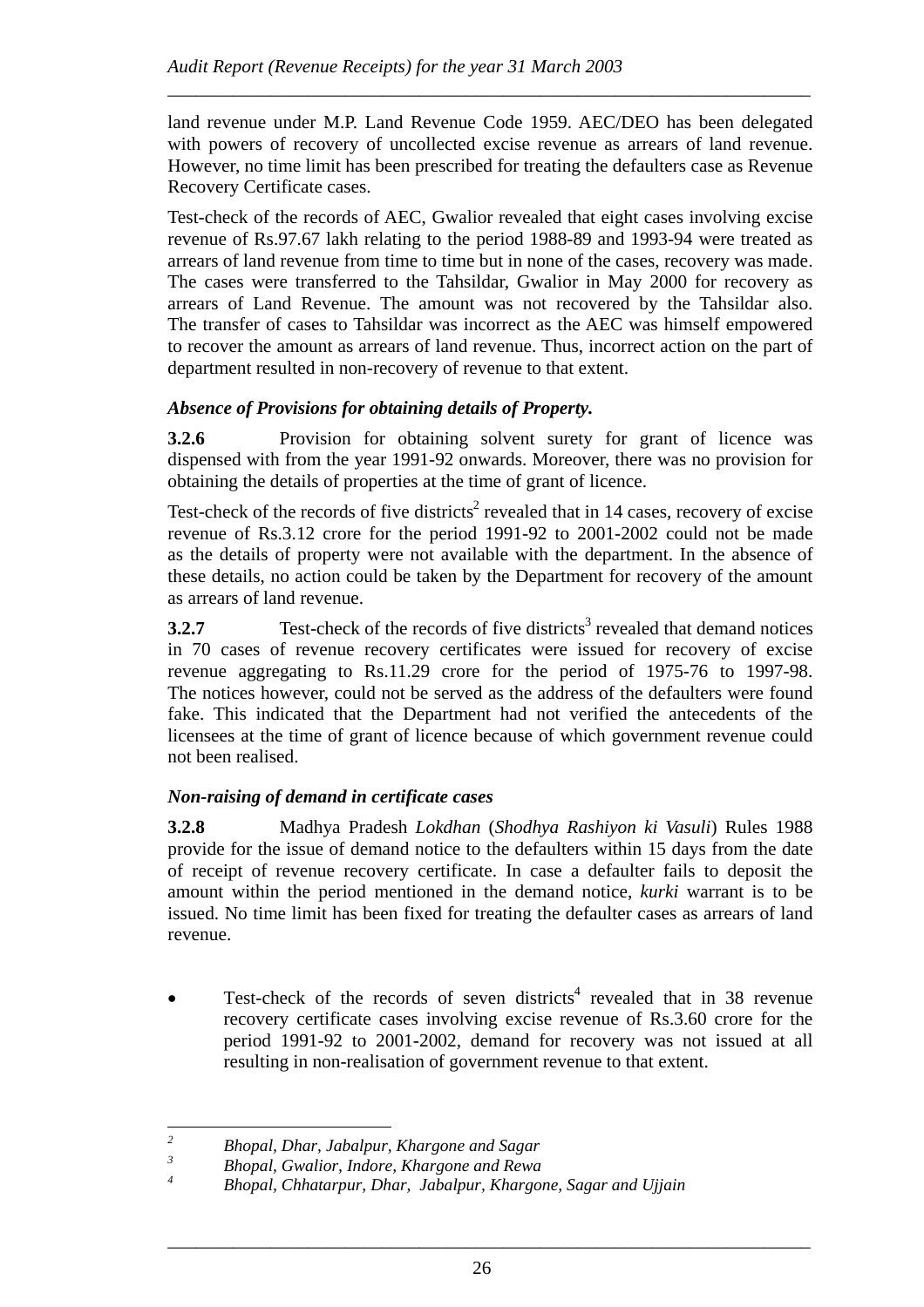land revenue under M.P. Land Revenue Code 1959. AEC/DEO has been delegated with powers of recovery of uncollected excise revenue as arrears of land revenue. However, no time limit has been prescribed for treating the defaulters case as Revenue Recovery Certificate cases.

Test-check of the records of AEC, Gwalior revealed that eight cases involving excise revenue of Rs.97.67 lakh relating to the period 1988-89 and 1993-94 were treated as arrears of land revenue from time to time but in none of the cases, recovery was made. The cases were transferred to the Tahsildar, Gwalior in May 2000 for recovery as arrears of Land Revenue. The amount was not recovered by the Tahsildar also. The transfer of cases to Tahsildar was incorrect as the AEC was himself empowered to recover the amount as arrears of land revenue. Thus, incorrect action on the part of department resulted in non-recovery of revenue to that extent.

### *Absence of Provisions for obtaining details of Property.*

**3.2.6** Provision for obtaining solvent surety for grant of licence was dispensed with from the year 1991-92 onwards. Moreover, there was no provision for obtaining the details of properties at the time of grant of licence.

Test-check of the records of five districts[2] revealed that in 14 cases, recovery of excise revenue of Rs.3.12 crore for the period 1991-92 to 2001-2002 could not be made as the details of property were not available with the department. In the absence of these details, no action could be taken by the Department for recovery of the amount as arrears of land revenue.

**3.2.7** Test-check of the records of five districts[3] revealed that demand notices in 70 cases of revenue recovery certificates were issued for recovery of excise revenue aggregating to Rs.11.29 crore for the period of 1975-76 to 1997-98. The notices however, could not be served as the address of the defaulters were found fake. This indicated that the Department had not verified the antecedents of the licensees at the time of grant of licence because of which government revenue could not been realised.

### *Non-raising of demand in certificate cases*

**3.2.8** Madhya Pradesh *Lokdhan* (*Shodhya Rashiyon ki Vasuli*) Rules 1988 provide for the issue of demand notice to the defaulters within 15 days from the date of receipt of revenue recovery certificate. In case a defaulter fails to deposit the amount within the period mentioned in the demand notice, *kurki* warrant is to be issued. No time limit has been fixed for treating the defaulter cases as arrears of land revenue.

- Test-check of the records of seven districts[4] revealed that in 38 revenue recovery certificate cases involving excise revenue of Rs.3.60 crore for the period 1991-92 to 2001-2002, demand for recovery was not issued at all resulting in non-realisation of government revenue to that extent.

---

[2] *Bhopal, Dhar, Jabalpur, Khargone and Sagar*

[3] *Bhopal, Gwalior, Indore, Khargone and Rewa*

[4] *Bhopal, Chhatarpur, Dhar, Jabalpur, Khargone, Sagar and Ujjain*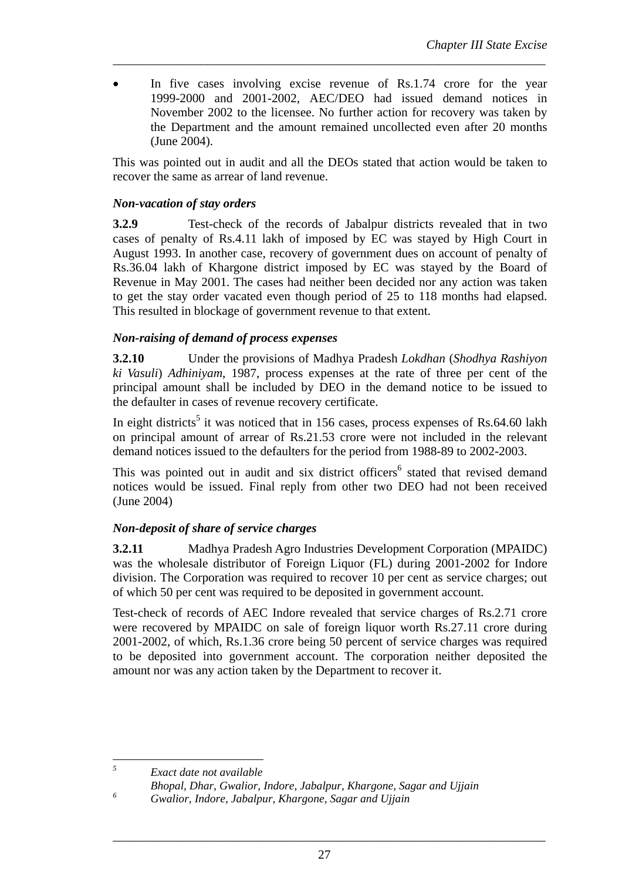- In five cases involving excise revenue of Rs.1.74 crore for the year 1999-2000 and 2001-2002, AEC/DEO had issued demand notices in November 2002 to the licensee. No further action for recovery was taken by the Department and the amount remained uncollected even after 20 months (June 2004).

This was pointed out in audit and all the DEOs stated that action would be taken to recover the same as arrear of land revenue.

### *Non-vacation of stay orders*

**3.2.9** Test-check of the records of Jabalpur districts revealed that in two cases of penalty of Rs.4.11 lakh of imposed by EC was stayed by High Court in August 1993. In another case, recovery of government dues on account of penalty of Rs.36.04 lakh of Khargone district imposed by EC was stayed by the Board of Revenue in May 2001. The cases had neither been decided nor any action was taken to get the stay order vacated even though period of 25 to 118 months had elapsed. This resulted in blockage of government revenue to that extent.

### *Non-raising of demand of process expenses*

**3.2.10** Under the provisions of Madhya Pradesh *Lokdhan* (*Shodhya Rashiyon ki Vasuli*) *Adhiniyam*, 1987, process expenses at the rate of three per cent of the principal amount shall be included by DEO in the demand notice to be issued to the defaulter in cases of revenue recovery certificate.

In eight districts[5] it was noticed that in 156 cases, process expenses of Rs.64.60 lakh on principal amount of arrear of Rs.21.53 crore were not included in the relevant demand notices issued to the defaulters for the period from 1988-89 to 2002-2003.

This was pointed out in audit and six district officers[6] stated that revised demand notices would be issued. Final reply from other two DEO had not been received (June 2004)

### *Non-deposit of share of service charges*

**3.2.11** Madhya Pradesh Agro Industries Development Corporation (MPAIDC) was the wholesale distributor of Foreign Liquor (FL) during 2001-2002 for Indore division. The Corporation was required to recover 10 per cent as service charges; out of which 50 per cent was required to be deposited in government account.

Test-check of records of AEC Indore revealed that service charges of Rs.2.71 crore were recovered by MPAIDC on sale of foreign liquor worth Rs.27.11 crore during 2001-2002, of which, Rs.1.36 crore being 50 percent of service charges was required to be deposited into government account. The corporation neither deposited the amount nor was any action taken by the Department to recover it.

---

[5] *Exact date not available*
*Bhopal, Dhar, Gwalior, Indore, Jabalpur, Khargone, Sagar and Ujjain*

[6] *Gwalior, Indore, Jabalpur, Khargone, Sagar and Ujjain*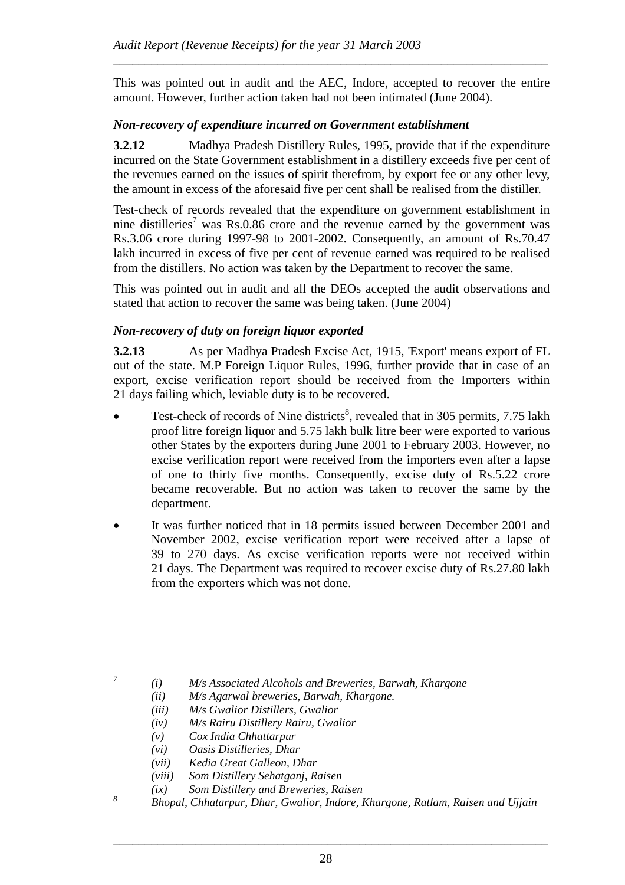This was pointed out in audit and the AEC, Indore, accepted to recover the entire amount. However, further action taken had not been intimated (June 2004).

### *Non-recovery of expenditure incurred on Government establishment*

**3.2.12** Madhya Pradesh Distillery Rules, 1995, provide that if the expenditure incurred on the State Government establishment in a distillery exceeds five per cent of the revenues earned on the issues of spirit therefrom, by export fee or any other levy, the amount in excess of the aforesaid five per cent shall be realised from the distiller.

Test-check of records revealed that the expenditure on government establishment in nine distilleries[7] was Rs.0.86 crore and the revenue earned by the government was Rs.3.06 crore during 1997-98 to 2001-2002. Consequently, an amount of Rs.70.47 lakh incurred in excess of five per cent of revenue earned was required to be realised from the distillers. No action was taken by the Department to recover the same.

This was pointed out in audit and all the DEOs accepted the audit observations and stated that action to recover the same was being taken. (June 2004)

### *Non-recovery of duty on foreign liquor exported*

**3.2.13** As per Madhya Pradesh Excise Act, 1915, 'Export' means export of FL out of the state. M.P Foreign Liquor Rules, 1996, further provide that in case of an export, excise verification report should be received from the Importers within 21 days failing which, leviable duty is to be recovered.

- Test-check of records of Nine districts[8], revealed that in 305 permits, 7.75 lakh proof litre foreign liquor and 5.75 lakh bulk litre beer were exported to various other States by the exporters during June 2001 to February 2003. However, no excise verification report were received from the importers even after a lapse of one to thirty five months. Consequently, excise duty of Rs.5.22 crore became recoverable. But no action was taken to recover the same by the department.
- It was further noticed that in 18 permits issued between December 2001 and November 2002, excise verification report were received after a lapse of 39 to 270 days. As excise verification reports were not received within 21 days. The Department was required to recover excise duty of Rs.27.80 lakh from the exporters which was not done.

---

[7] *(i) M/s Associated Alcohols and Breweries, Barwah, Khargone*
*(ii) M/s Agarwal breweries, Barwah, Khargone.*
*(iii) M/s Gwalior Distillers, Gwalior*
*(iv) M/s Rairu Distillery Rairu, Gwalior*
*(v) Cox India Chhattarpur*
*(vi) Oasis Distilleries, Dhar*
*(vii) Kedia Great Galleon, Dhar*
*(viii) Som Distillery Sehatganj, Raisen*
*(ix) Som Distillery and Breweries, Raisen*

[8] *Bhopal, Chhatarpur, Dhar, Gwalior, Indore, Khargone, Ratlam, Raisen and Ujjain*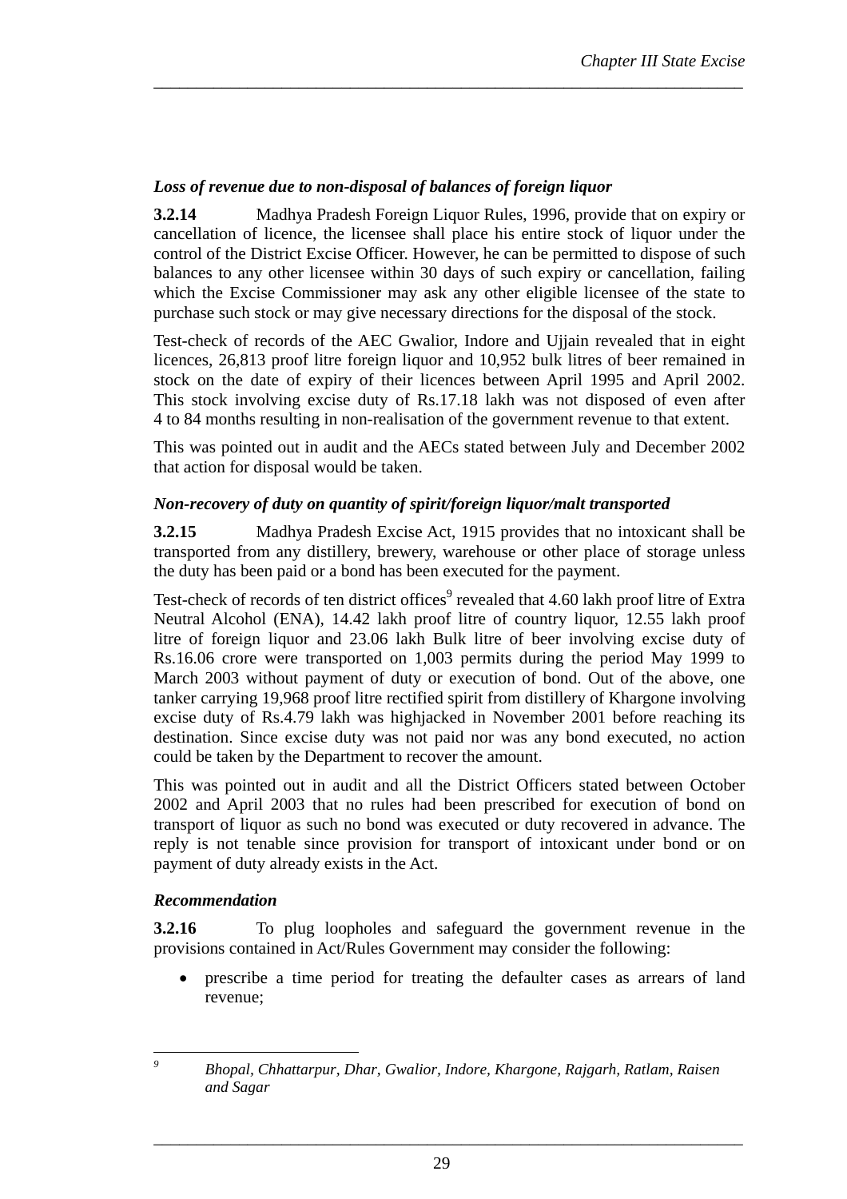*Loss of revenue due to non-disposal of balances of foreign liquor*

**3.2.14** Madhya Pradesh Foreign Liquor Rules, 1996, provide that on expiry or cancellation of licence, the licensee shall place his entire stock of liquor under the control of the District Excise Officer. However, he can be permitted to dispose of such balances to any other licensee within 30 days of such expiry or cancellation, failing which the Excise Commissioner may ask any other eligible licensee of the state to purchase such stock or may give necessary directions for the disposal of the stock.

Test-check of records of the AEC Gwalior, Indore and Ujjain revealed that in eight licences, 26,813 proof litre foreign liquor and 10,952 bulk litres of beer remained in stock on the date of expiry of their licences between April 1995 and April 2002. This stock involving excise duty of Rs.17.18 lakh was not disposed of even after 4 to 84 months resulting in non-realisation of the government revenue to that extent.

This was pointed out in audit and the AECs stated between July and December 2002 that action for disposal would be taken.

*Non-recovery of duty on quantity of spirit/foreign liquor/malt transported*

**3.2.15** Madhya Pradesh Excise Act, 1915 provides that no intoxicant shall be transported from any distillery, brewery, warehouse or other place of storage unless the duty has been paid or a bond has been executed for the payment.

Test-check of records of ten district offices[9] revealed that 4.60 lakh proof litre of Extra Neutral Alcohol (ENA), 14.42 lakh proof litre of country liquor, 12.55 lakh proof litre of foreign liquor and 23.06 lakh Bulk litre of beer involving excise duty of Rs.16.06 crore were transported on 1,003 permits during the period May 1999 to March 2003 without payment of duty or execution of bond. Out of the above, one tanker carrying 19,968 proof litre rectified spirit from distillery of Khargone involving excise duty of Rs.4.79 lakh was highjacked in November 2001 before reaching its destination. Since excise duty was not paid nor was any bond executed, no action could be taken by the Department to recover the amount.

This was pointed out in audit and all the District Officers stated between October 2002 and April 2003 that no rules had been prescribed for execution of bond on transport of liquor as such no bond was executed or duty recovered in advance. The reply is not tenable since provision for transport of intoxicant under bond or on payment of duty already exists in the Act.

*Recommendation*

**3.2.16** To plug loopholes and safeguard the government revenue in the provisions contained in Act/Rules Government may consider the following:

- prescribe a time period for treating the defaulter cases as arrears of land revenue;

---

[9] *Bhopal, Chhattarpur, Dhar, Gwalior, Indore, Khargone, Rajgarh, Ratlam, Raisen and Sagar*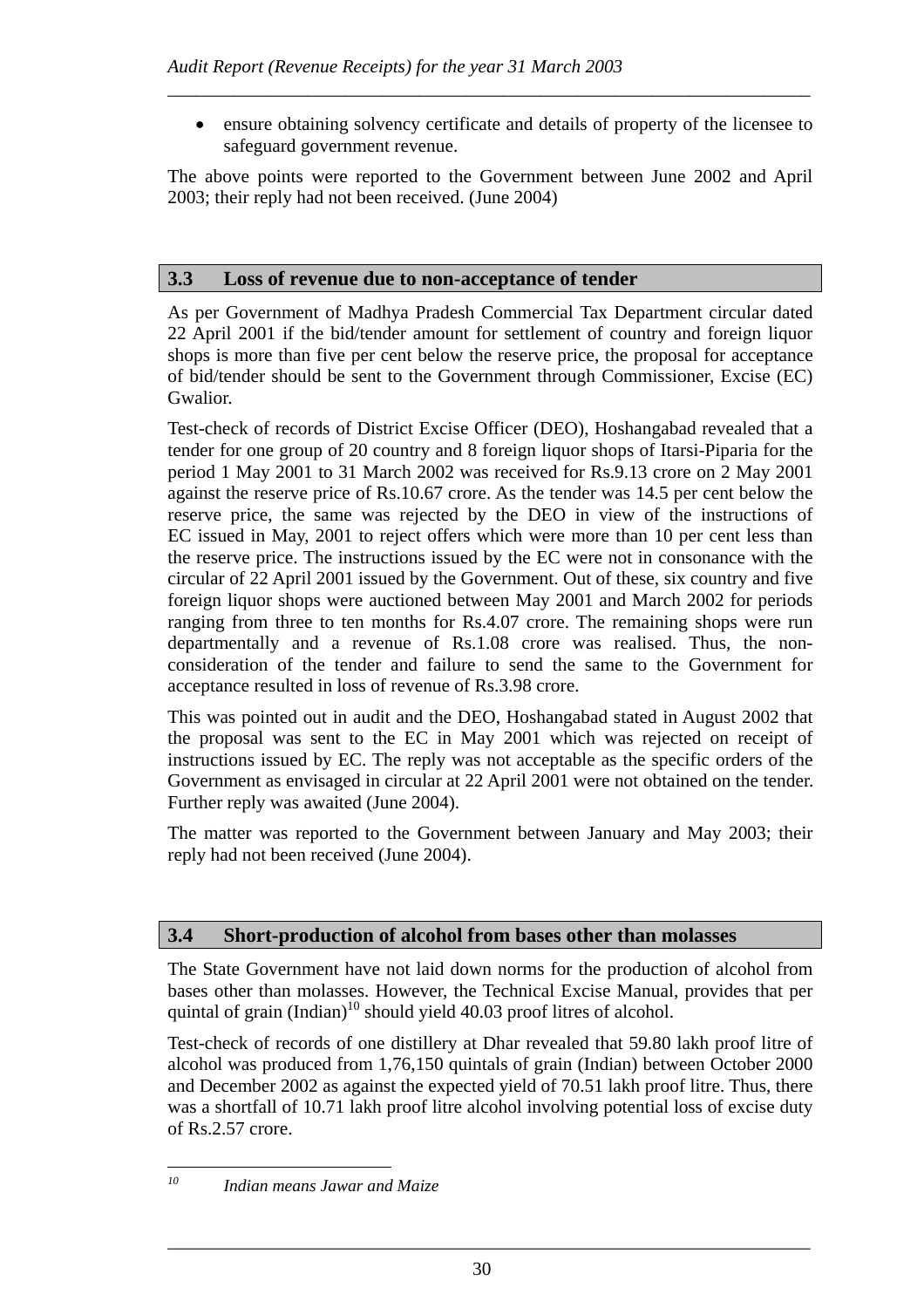- ensure obtaining solvency certificate and details of property of the licensee to safeguard government revenue.

The above points were reported to the Government between June 2002 and April 2003; their reply had not been received. (June 2004)

## 3.3 Loss of revenue due to non-acceptance of tender

As per Government of Madhya Pradesh Commercial Tax Department circular dated 22 April 2001 if the bid/tender amount for settlement of country and foreign liquor shops is more than five per cent below the reserve price, the proposal for acceptance of bid/tender should be sent to the Government through Commissioner, Excise (EC) Gwalior.

Test-check of records of District Excise Officer (DEO), Hoshangabad revealed that a tender for one group of 20 country and 8 foreign liquor shops of Itarsi-Piparia for the period 1 May 2001 to 31 March 2002 was received for Rs.9.13 crore on 2 May 2001 against the reserve price of Rs.10.67 crore. As the tender was 14.5 per cent below the reserve price, the same was rejected by the DEO in view of the instructions of EC issued in May, 2001 to reject offers which were more than 10 per cent less than the reserve price. The instructions issued by the EC were not in consonance with the circular of 22 April 2001 issued by the Government. Out of these, six country and five foreign liquor shops were auctioned between May 2001 and March 2002 for periods ranging from three to ten months for Rs.4.07 crore. The remaining shops were run departmentally and a revenue of Rs.1.08 crore was realised. Thus, the non-consideration of the tender and failure to send the same to the Government for acceptance resulted in loss of revenue of Rs.3.98 crore.

This was pointed out in audit and the DEO, Hoshangabad stated in August 2002 that the proposal was sent to the EC in May 2001 which was rejected on receipt of instructions issued by EC. The reply was not acceptable as the specific orders of the Government as envisaged in circular at 22 April 2001 were not obtained on the tender. Further reply was awaited (June 2004).

The matter was reported to the Government between January and May 2003; their reply had not been received (June 2004).

## 3.4 Short-production of alcohol from bases other than molasses

The State Government have not laid down norms for the production of alcohol from bases other than molasses. However, the Technical Excise Manual, provides that per quintal of grain (Indian)[10] should yield 40.03 proof litres of alcohol.

Test-check of records of one distillery at Dhar revealed that 59.80 lakh proof litre of alcohol was produced from 1,76,150 quintals of grain (Indian) between October 2000 and December 2002 as against the expected yield of 70.51 lakh proof litre. Thus, there was a shortfall of 10.71 lakh proof litre alcohol involving potential loss of excise duty of Rs.2.57 crore.

---

[10] *Indian means Jawar and Maize*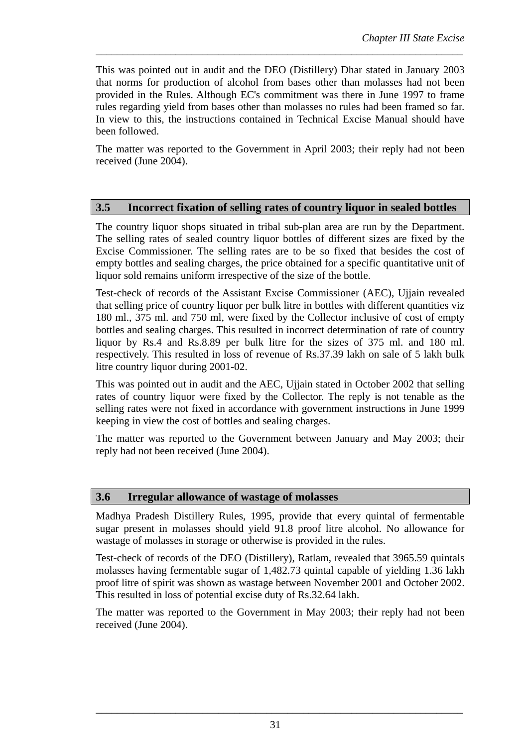This was pointed out in audit and the DEO (Distillery) Dhar stated in January 2003 that norms for production of alcohol from bases other than molasses had not been provided in the Rules. Although EC's commitment was there in June 1997 to frame rules regarding yield from bases other than molasses no rules had been framed so far. In view to this, the instructions contained in Technical Excise Manual should have been followed.

The matter was reported to the Government in April 2003; their reply had not been received (June 2004).

## 3.5 Incorrect fixation of selling rates of country liquor in sealed bottles

The country liquor shops situated in tribal sub-plan area are run by the Department. The selling rates of sealed country liquor bottles of different sizes are fixed by the Excise Commissioner. The selling rates are to be so fixed that besides the cost of empty bottles and sealing charges, the price obtained for a specific quantitative unit of liquor sold remains uniform irrespective of the size of the bottle.

Test-check of records of the Assistant Excise Commissioner (AEC), Ujjain revealed that selling price of country liquor per bulk litre in bottles with different quantities viz 180 ml., 375 ml. and 750 ml, were fixed by the Collector inclusive of cost of empty bottles and sealing charges. This resulted in incorrect determination of rate of country liquor by Rs.4 and Rs.8.89 per bulk litre for the sizes of 375 ml. and 180 ml. respectively. This resulted in loss of revenue of Rs.37.39 lakh on sale of 5 lakh bulk litre country liquor during 2001-02.

This was pointed out in audit and the AEC, Ujjain stated in October 2002 that selling rates of country liquor were fixed by the Collector. The reply is not tenable as the selling rates were not fixed in accordance with government instructions in June 1999 keeping in view the cost of bottles and sealing charges.

The matter was reported to the Government between January and May 2003; their reply had not been received (June 2004).

## 3.6 Irregular allowance of wastage of molasses

Madhya Pradesh Distillery Rules, 1995, provide that every quintal of fermentable sugar present in molasses should yield 91.8 proof litre alcohol. No allowance for wastage of molasses in storage or otherwise is provided in the rules.

Test-check of records of the DEO (Distillery), Ratlam, revealed that 3965.59 quintals molasses having fermentable sugar of 1,482.73 quintal capable of yielding 1.36 lakh proof litre of spirit was shown as wastage between November 2001 and October 2002. This resulted in loss of potential excise duty of Rs.32.64 lakh.

The matter was reported to the Government in May 2003; their reply had not been received (June 2004).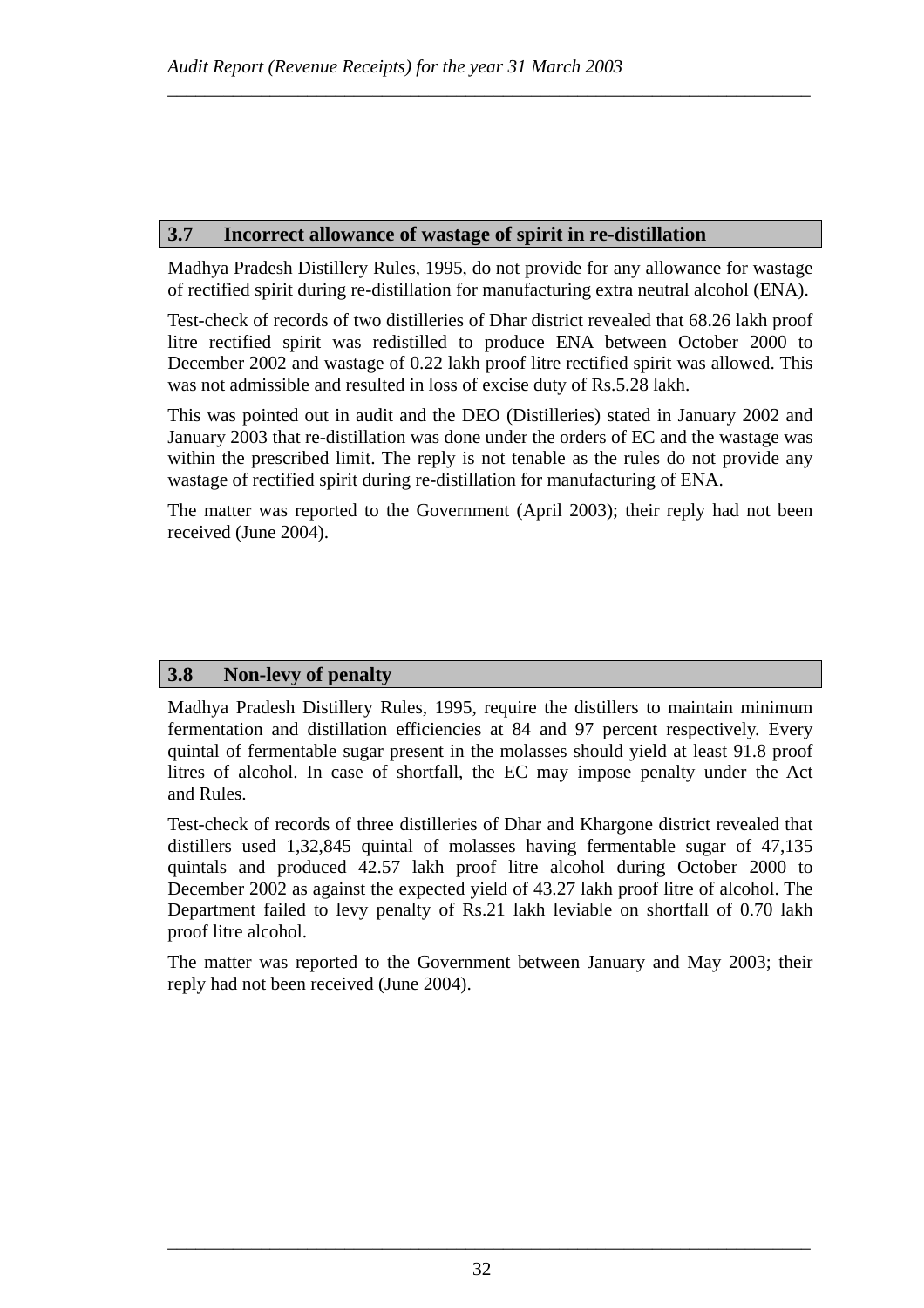## 3.7 Incorrect allowance of wastage of spirit in re-distillation

Madhya Pradesh Distillery Rules, 1995, do not provide for any allowance for wastage of rectified spirit during re-distillation for manufacturing extra neutral alcohol (ENA).

Test-check of records of two distilleries of Dhar district revealed that 68.26 lakh proof litre rectified spirit was redistilled to produce ENA between October 2000 to December 2002 and wastage of 0.22 lakh proof litre rectified spirit was allowed. This was not admissible and resulted in loss of excise duty of Rs.5.28 lakh.

This was pointed out in audit and the DEO (Distilleries) stated in January 2002 and January 2003 that re-distillation was done under the orders of EC and the wastage was within the prescribed limit. The reply is not tenable as the rules do not provide any wastage of rectified spirit during re-distillation for manufacturing of ENA.

The matter was reported to the Government (April 2003); their reply had not been received (June 2004).

## 3.8 Non-levy of penalty

Madhya Pradesh Distillery Rules, 1995, require the distillers to maintain minimum fermentation and distillation efficiencies at 84 and 97 percent respectively. Every quintal of fermentable sugar present in the molasses should yield at least 91.8 proof litres of alcohol. In case of shortfall, the EC may impose penalty under the Act and Rules.

Test-check of records of three distilleries of Dhar and Khargone district revealed that distillers used 1,32,845 quintal of molasses having fermentable sugar of 47,135 quintals and produced 42.57 lakh proof litre alcohol during October 2000 to December 2002 as against the expected yield of 43.27 lakh proof litre of alcohol. The Department failed to levy penalty of Rs.21 lakh leviable on shortfall of 0.70 lakh proof litre alcohol.

The matter was reported to the Government between January and May 2003; their reply had not been received (June 2004).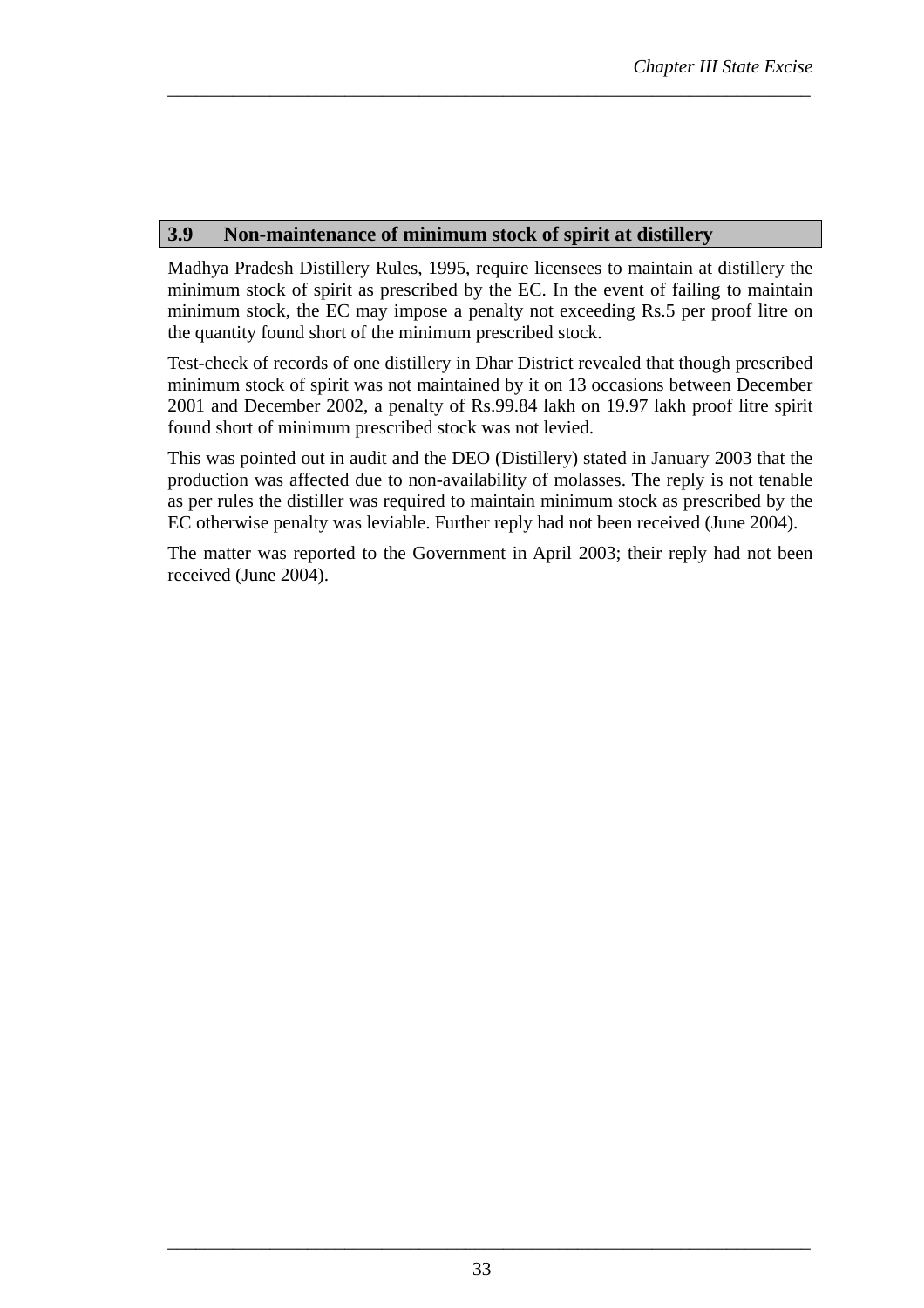## 3.9 Non-maintenance of minimum stock of spirit at distillery

Madhya Pradesh Distillery Rules, 1995, require licensees to maintain at distillery the minimum stock of spirit as prescribed by the EC. In the event of failing to maintain minimum stock, the EC may impose a penalty not exceeding Rs.5 per proof litre on the quantity found short of the minimum prescribed stock.

Test-check of records of one distillery in Dhar District revealed that though prescribed minimum stock of spirit was not maintained by it on 13 occasions between December 2001 and December 2002, a penalty of Rs.99.84 lakh on 19.97 lakh proof litre spirit found short of minimum prescribed stock was not levied.

This was pointed out in audit and the DEO (Distillery) stated in January 2003 that the production was affected due to non-availability of molasses. The reply is not tenable as per rules the distiller was required to maintain minimum stock as prescribed by the EC otherwise penalty was leviable. Further reply had not been received (June 2004).

The matter was reported to the Government in April 2003; their reply had not been received (June 2004).